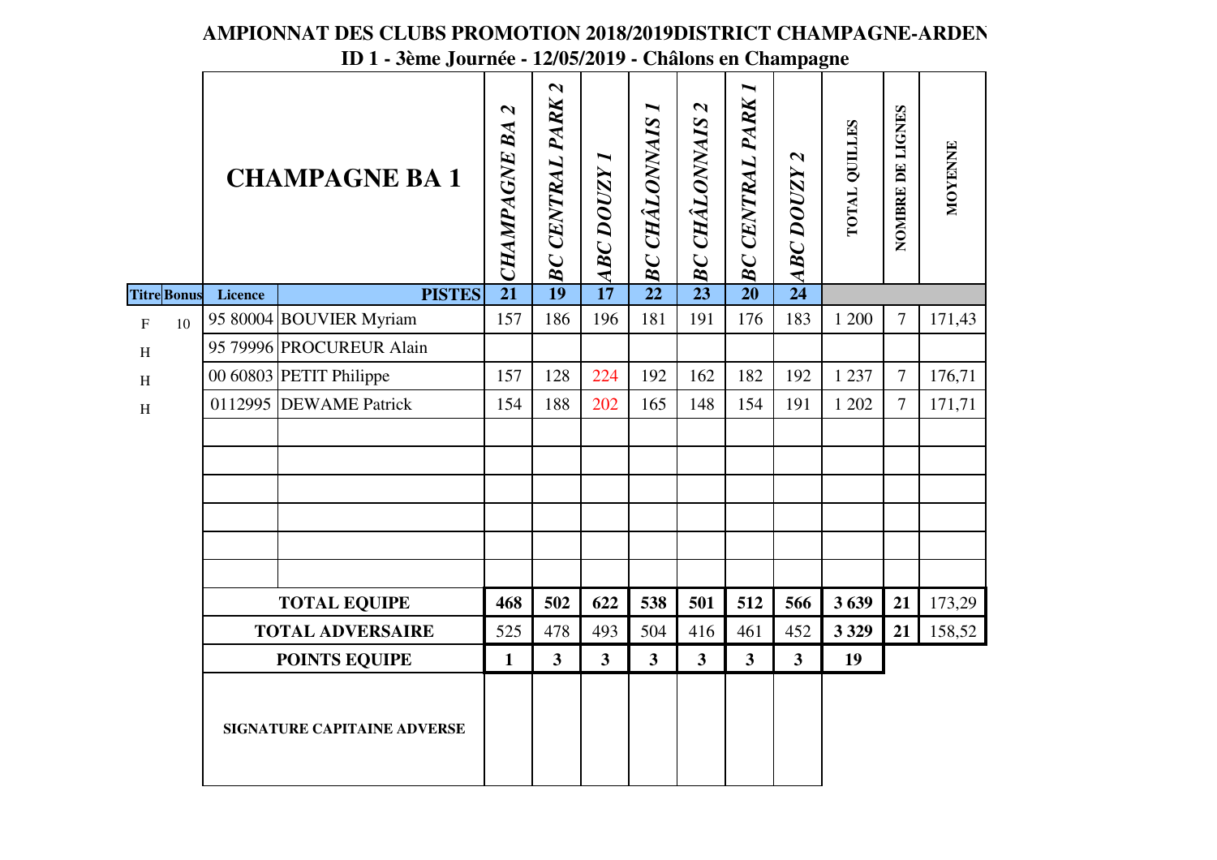**AMPIONNAT DES CLUBS PROMOTION 2018/2019DISTRICT CHAMPAGNE-ARDEN**

**ID 1 - 3ème Journée - 12/05/2019 - Châlons en Champagne**

| Titre | Bonus | Licence | CHAMPAGNE BA 1 | CHAMPAGNE BA 2 | BC CENTRAL PARK 2 | ABC DOUZY 1 | BC CHÂLONNAIS 1 | BC CHÂLONNAIS 2 | BC CENTRAL PARK 1 | ABC DOUZY 2 | TOTAL QUILLES | NOMBRE DE LIGNES | MOYENNE |
|---|---|---|---|---|---|---|---|---|---|---|---|---|---|
| | | | **PISTES** | **21** | **19** | **17** | **22** | **23** | **20** | **24** | | | |
| F | 10 | 95 80004 | BOUVIER Myriam | 157 | 186 | 196 | 181 | 191 | 176 | 183 | 1 200 | 7 | 171,43 |
| H | | 95 79996 | PROCUREUR Alain | | | | | | | | | | |
| H | | 00 60803 | PETIT Philippe | 157 | 128 | 224 | 192 | 162 | 182 | 192 | 1 237 | 7 | 176,71 |
| H | | 0112995 | DEWAME Patrick | 154 | 188 | 202 | 165 | 148 | 154 | 191 | 1 202 | 7 | 171,71 |
| | | | | | | | | | | | | | |
| | | | | | | | | | | | | | |
| | | | | | | | | | | | | | |
| | | | | | | | | | | | | | |
| | | | | | | | | | | | | | |
| | | | | | | | | | | | | | |
| | | | **TOTAL EQUIPE** | **468** | **502** | **622** | **538** | **501** | **512** | **566** | **3 639** | **21** | 173,29 |
| | | | **TOTAL ADVERSAIRE** | 525 | 478 | 493 | 504 | 416 | 461 | 452 | **3 329** | **21** | 158,52 |
| | | | **POINTS EQUIPE** | **1** | **3** | **3** | **3** | **3** | **3** | **3** | **19** | | |
| | | | **SIGNATURE CAPITAINE ADVERSE** | | | | | | | | | | |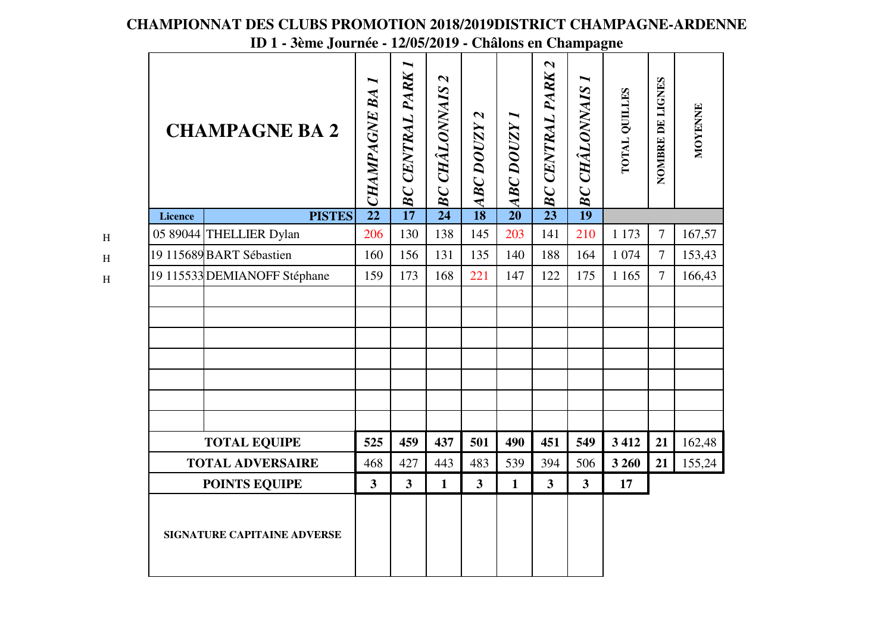**CHAMPIONNAT DES CLUBS PROMOTION 2018/2019DISTRICT CHAMPAGNE-ARDENNE**

**ID 1 - 3ème Journée - 12/05/2019 - Châlons en Champagne**

| | **CHAMPAGNE BA 2** | *CHAMPAGNE BA 1* | *BC CENTRAL PARK 1* | *BC CHÂLONNAIS 2* | *ABC DOUZY 2* | *ABC DOUZY 1* | *BC CENTRAL PARK 2* | *BC CHÂLONNAIS 1* | TOTAL QUILLES | NOMBRE DE LIGNES | MOYENNE |
|---|---|---|---|---|---|---|---|---|---|---|---|
| **Licence** | **PISTES** | **22** | **17** | **24** | **18** | **20** | **23** | **19** | | | |
| 05 89044 | THELLIER Dylan | 206 | 130 | 138 | 145 | 203 | 141 | 210 | 1 173 | 7 | 167,57 |
| 19 115689 | BART Sébastien | 160 | 156 | 131 | 135 | 140 | 188 | 164 | 1 074 | 7 | 153,43 |
| 19 115533 | DEMIANOFF Stéphane | 159 | 173 | 168 | 221 | 147 | 122 | 175 | 1 165 | 7 | 166,43 |
| | | | | | | | | | | | |
| | | | | | | | | | | | |
| | | | | | | | | | | | |
| | | | | | | | | | | | |
| | | | | | | | | | | | |
| | | | | | | | | | | | |
| | | | | | | | | | | | |
| **TOTAL EQUIPE** | | **525** | **459** | **437** | **501** | **490** | **451** | **549** | **3 412** | **21** | 162,48 |
| **TOTAL ADVERSAIRE** | | 468 | 427 | 443 | 483 | 539 | 394 | 506 | **3 260** | **21** | 155,24 |
| **POINTS EQUIPE** | | **3** | **3** | **1** | **3** | **1** | **3** | **3** | **17** | | |
| **SIGNATURE CAPITAINE ADVERSE** | | | | | | | | | | | |

H
H
H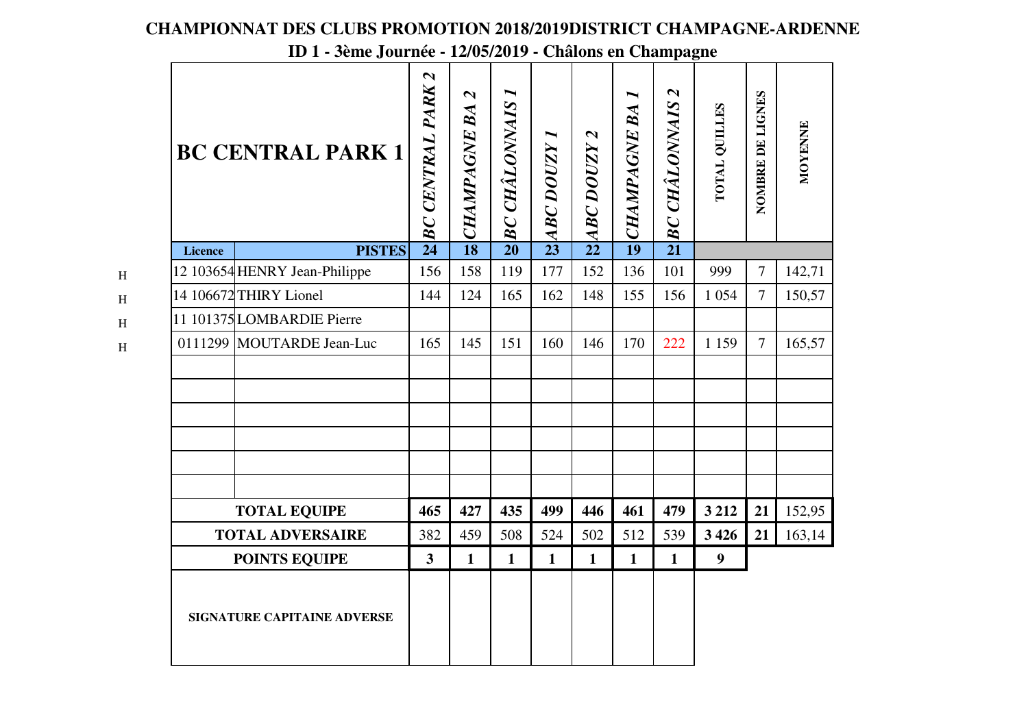# CHAMPIONNAT DES CLUBS PROMOTION 2018/2019DISTRICT CHAMPAGNE-ARDENNE

## ID 1 - 3ème Journée - 12/05/2019 - Châlons en Champagne

| | Licence | BC CENTRAL PARK 1 | BC CENTRAL PARK 2 | CHAMPAGNE BA 2 | BC CHÂLONNAIS 1 | ABC DOUZY 1 | ABC DOUZY 2 | CHAMPAGNE BA 1 | BC CHÂLONNAIS 2 | TOTAL QUILLES | NOMBRE DE LIGNES | MOYENNE |
|---|---|---|---|---|---|---|---|---|---|---|---|---|
| | | **PISTES** | **24** | **18** | **20** | **23** | **22** | **19** | **21** | | | |
| H | 12 103654 | HENRY Jean-Philippe | 156 | 158 | 119 | 177 | 152 | 136 | 101 | 999 | 7 | 142,71 |
| H | 14 106672 | THIRY Lionel | 144 | 124 | 165 | 162 | 148 | 155 | 156 | 1 054 | 7 | 150,57 |
| H | 11 101375 | LOMBARDIE Pierre | | | | | | | | | | |
| H | 0111299 | MOUTARDE Jean-Luc | 165 | 145 | 151 | 160 | 146 | 170 | 222 | 1 159 | 7 | 165,57 |
| | | | | | | | | | | | | |
| | | | | | | | | | | | | |
| | | | | | | | | | | | | |
| | | | | | | | | | | | | |
| | | | | | | | | | | | | |
| | | | | | | | | | | | | |
| | **TOTAL EQUIPE** | | **465** | **427** | **435** | **499** | **446** | **461** | **479** | **3 212** | **21** | 152,95 |
| | **TOTAL ADVERSAIRE** | | 382 | 459 | 508 | 524 | 502 | 512 | 539 | **3 426** | **21** | 163,14 |
| | **POINTS EQUIPE** | | **3** | **1** | **1** | **1** | **1** | **1** | **1** | **9** | | |
| | **SIGNATURE CAPITAINE ADVERSE** | | | | | | | | | | | |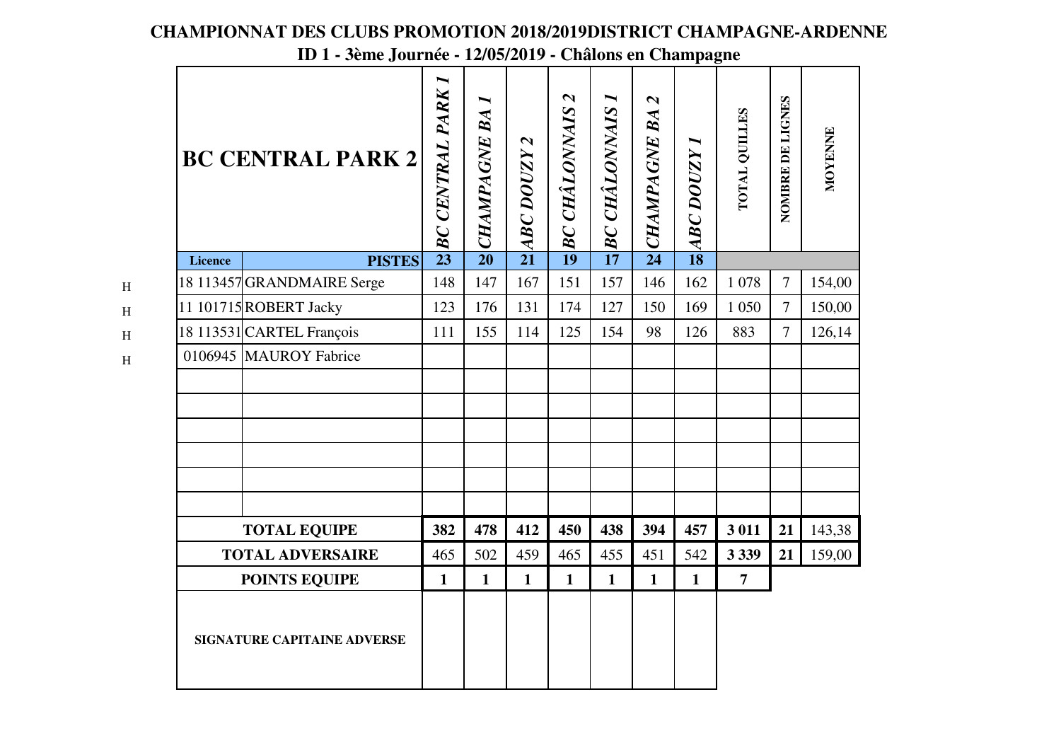**CHAMPIONNAT DES CLUBS PROMOTION 2018/2019DISTRICT CHAMPAGNE-ARDENNE**

**ID 1 - 3ème Journée - 12/05/2019 - Châlons en Champagne**

| | | BC CENTRAL PARK 2 | *BC CENTRAL PARK 1* | *CHAMPAGNE BA 1* | *ABC DOUZY 2* | *BC CHÂLONNAIS 2* | *BC CHÂLONNAIS 1* | *CHAMPAGNE BA 2* | *ABC DOUZY 1* | TOTAL QUILLES | NOMBRE DE LIGNES | MOYENNE |
|---|---|---|---|---|---|---|---|---|---|---|---|---|
| | Licence | PISTES | 23 | 20 | 21 | 19 | 17 | 24 | 18 | | | |
| H | 18 113457 | GRANDMAIRE Serge | 148 | 147 | 167 | 151 | 157 | 146 | 162 | 1 078 | 7 | 154,00 |
| H | 11 101715 | ROBERT Jacky | 123 | 176 | 131 | 174 | 127 | 150 | 169 | 1 050 | 7 | 150,00 |
| H | 18 113531 | CARTEL François | 111 | 155 | 114 | 125 | 154 | 98 | 126 | 883 | 7 | 126,14 |
| H | 0106945 | MAUROY Fabrice | | | | | | | | | | |
| | | | | | | | | | | | | |
| | | | | | | | | | | | | |
| | | | | | | | | | | | | |
| | | | | | | | | | | | | |
| | | | | | | | | | | | | |
| | | | | | | | | | | | | |
| | **TOTAL EQUIPE** | | **382** | **478** | **412** | **450** | **438** | **394** | **457** | **3 011** | **21** | 143,38 |
| | **TOTAL ADVERSAIRE** | | 465 | 502 | 459 | 465 | 455 | 451 | 542 | **3 339** | **21** | 159,00 |
| | **POINTS EQUIPE** | | **1** | **1** | **1** | **1** | **1** | **1** | **1** | **7** | | |
| | **SIGNATURE CAPITAINE ADVERSE** | | | | | | | | | | | |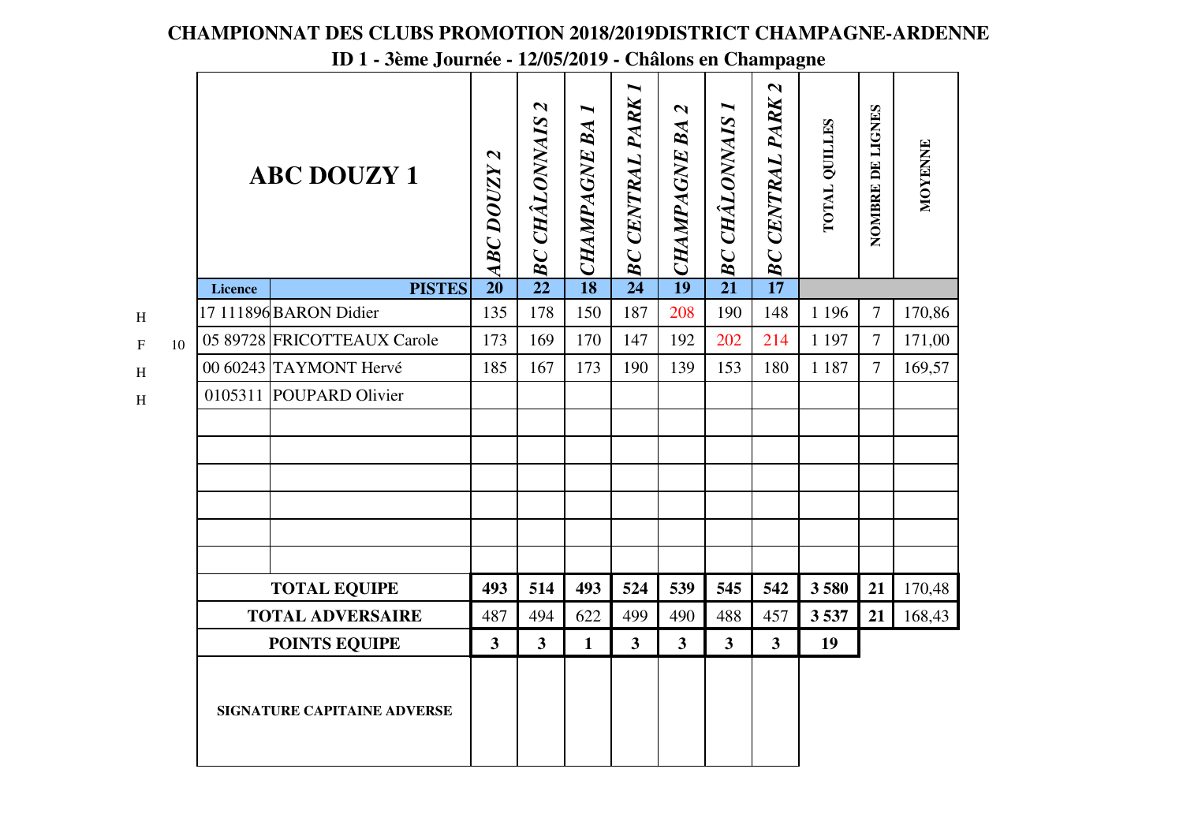**CHAMPIONNAT DES CLUBS PROMOTION 2018/2019DISTRICT CHAMPAGNE-ARDENNE**

**ID 1 - 3ème Journée - 12/05/2019 - Châlons en Champagne**

| | | | ABC DOUZY 1 | | *ABC DOUZY 2* | *BC CHÂLONNAIS 2* | *CHAMPAGNE BA 1* | *BC CENTRAL PARK 1* | *CHAMPAGNE BA 2* | *BC CHÂLONNAIS 1* | *BC CENTRAL PARK 2* | TOTAL QUILLES | NOMBRE DE LIGNES | MOYENNE |
|---|---|---|---|---|---|---|---|---|---|---|---|---|---|---|
| | | **Licence** | | **PISTES** | **20** | **22** | **18** | **24** | **19** | **21** | **17** | | | |
| H | | 17 111896 | BARON Didier | | 135 | 178 | 150 | 187 | 208 | 190 | 148 | 1 196 | 7 | 170,86 |
| F | 10 | 05 89728 | FRICOTTEAUX Carole | | 173 | 169 | 170 | 147 | 192 | 202 | 214 | 1 197 | 7 | 171,00 |
| H | | 00 60243 | TAYMONT Hervé | | 185 | 167 | 173 | 190 | 139 | 153 | 180 | 1 187 | 7 | 169,57 |
| H | | 0105311 | POUPARD Olivier | | | | | | | | | | | |
| | | | **TOTAL EQUIPE** | | **493** | **514** | **493** | **524** | **539** | **545** | **542** | **3 580** | **21** | 170,48 |
| | | | **TOTAL ADVERSAIRE** | | 487 | 494 | 622 | 499 | 490 | 488 | 457 | **3 537** | **21** | 168,43 |
| | | | **POINTS EQUIPE** | | **3** | **3** | **1** | **3** | **3** | **3** | **3** | **19** | | |
| | | | **SIGNATURE CAPITAINE ADVERSE** | | | | | | | | | | | |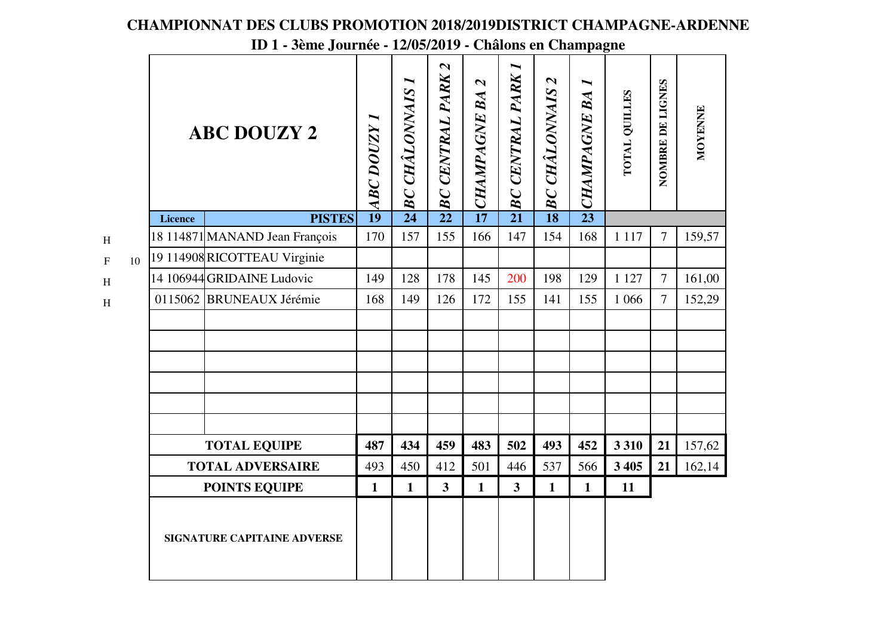# CHAMPIONNAT DES CLUBS PROMOTION 2018/2019DISTRICT CHAMPAGNE-ARDENNE

## ID 1 - 3ème Journée - 12/05/2019 - Châlons en Champagne

| | | | **ABC DOUZY 2** | *ABC DOUZY 1* | *BC CHÂLONNAIS 1* | *BC CENTRAL PARK 2* | *CHAMPAGNE BA 2* | *BC CENTRAL PARK 1* | *BC CHÂLONNAIS 2* | *CHAMPAGNE BA 1* | TOTAL QUILLES | NOMBRE DE LIGNES | MOYENNE |
|---|---|---|---|---|---|---|---|---|---|---|---|---|---|
| | | **Licence** | **PISTES** | **19** | **24** | **22** | **17** | **21** | **18** | **23** | | | |
| H | | 18 114871 | MANAND Jean François | 170 | 157 | 155 | 166 | 147 | 154 | 168 | 1 117 | 7 | 159,57 |
| F | 10 | 19 114908 | RICOTTEAU Virginie | | | | | | | | | | |
| H | | 14 106944 | GRIDAINE Ludovic | 149 | 128 | 178 | 145 | 200 | 198 | 129 | 1 127 | 7 | 161,00 |
| H | | 0115062 | BRUNEAUX Jérémie | 168 | 149 | 126 | 172 | 155 | 141 | 155 | 1 066 | 7 | 152,29 |
| | | | **TOTAL EQUIPE** | **487** | **434** | **459** | **483** | **502** | **493** | **452** | **3 310** | **21** | 157,62 |
| | | | **TOTAL ADVERSAIRE** | 493 | 450 | 412 | 501 | 446 | 537 | 566 | **3 405** | **21** | 162,14 |
| | | | **POINTS EQUIPE** | **1** | **1** | **3** | **1** | **3** | **1** | **1** | **11** | | |
| | | | **SIGNATURE CAPITAINE ADVERSE** | | | | | | | | | | |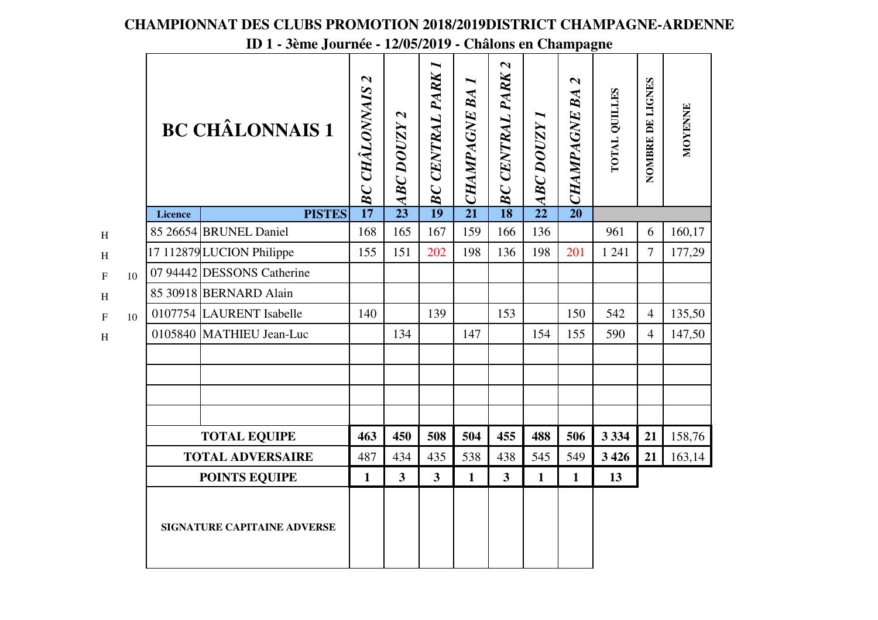**CHAMPIONNAT DES CLUBS PROMOTION 2018/2019DISTRICT CHAMPAGNE-ARDENNE**

**ID 1 - 3ème Journée - 12/05/2019 - Châlons en Champagne**

| | | Licence | BC CHÂLONNAIS 1 | *BC CHÂLONNAIS 2* | *ABC DOUZY 2* | *BC CENTRAL PARK 1* | *CHAMPAGNE BA 1* | *BC CENTRAL PARK 2* | *ABC DOUZY 1* | *CHAMPAGNE BA 2* | TOTAL QUILLES | NOMBRE DE LIGNES | MOYENNE |
|---|---|---|---|---|---|---|---|---|---|---|---|---|---|
| | | **Licence** | **PISTES** | **17** | **23** | **19** | **21** | **18** | **22** | **20** | | | |
| H | | 85 26654 | BRUNEL Daniel | 168 | 165 | 167 | 159 | 166 | 136 | | 961 | 6 | 160,17 |
| H | | 17 112879 | LUCION Philippe | 155 | 151 | 202 | 198 | 136 | 198 | 201 | 1 241 | 7 | 177,29 |
| F | 10 | 07 94442 | DESSONS Catherine | | | | | | | | | | |
| H | | 85 30918 | BERNARD Alain | | | | | | | | | | |
| F | 10 | 0107754 | LAURENT Isabelle | 140 | | 139 | | 153 | | 150 | 542 | 4 | 135,50 |
| H | | 0105840 | MATHIEU Jean-Luc | | 134 | | 147 | | 154 | 155 | 590 | 4 | 147,50 |
| | | | | | | | | | | | | | |
| | | | | | | | | | | | | | |
| | | | | | | | | | | | | | |
| | | | | | | | | | | | | | |
| | | **TOTAL EQUIPE** | | **463** | **450** | **508** | **504** | **455** | **488** | **506** | **3 334** | **21** | 158,76 |
| | | **TOTAL ADVERSAIRE** | | 487 | 434 | 435 | 538 | 438 | 545 | 549 | **3 426** | **21** | 163,14 |
| | | **POINTS EQUIPE** | | **1** | **3** | **3** | **1** | **3** | **1** | **1** | **13** | | |
| | | **SIGNATURE CAPITAINE ADVERSE** | | | | | | | | | | | |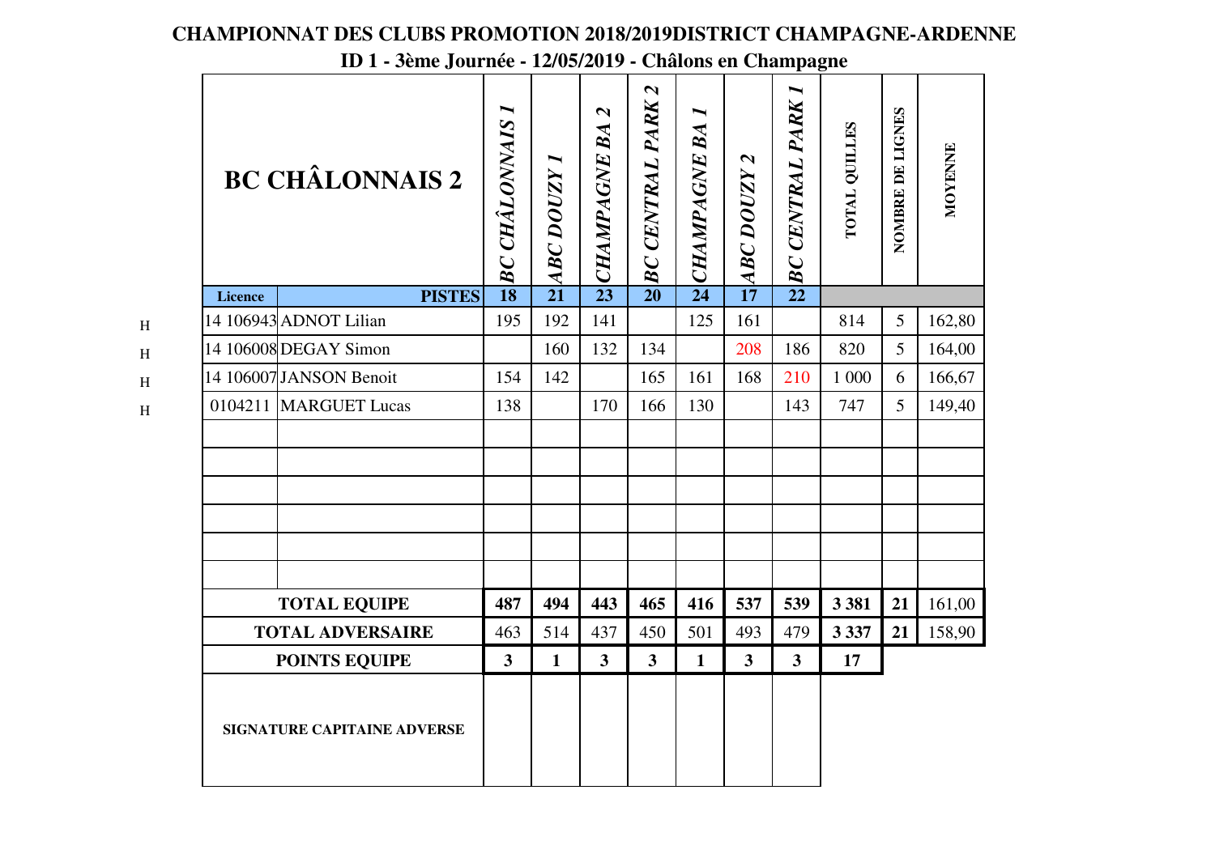**CHAMPIONNAT DES CLUBS PROMOTION 2018/2019DISTRICT CHAMPAGNE-ARDENNE**

**ID 1 - 3ème Journée - 12/05/2019 - Châlons en Champagne**

| | | BC CHÂLONNAIS 2 | *BC CHÂLONNAIS 1* | *ABC DOUZY 1* | *CHAMPAGNE BA 2* | *BC CENTRAL PARK 2* | *CHAMPAGNE BA 1* | *ABC DOUZY 2* | *BC CENTRAL PARK 1* | TOTAL QUILLES | NOMBRE DE LIGNES | MOYENNE |
|---|---|---|---|---|---|---|---|---|---|---|---|---|
| | Licence | PISTES | 18 | 21 | 23 | 20 | 24 | 17 | 22 | | | |
| H | 14 106943 | ADNOT Lilian | 195 | 192 | 141 | | 125 | 161 | | 814 | 5 | 162,80 |
| H | 14 106008 | DEGAY Simon | | 160 | 132 | 134 | | 208 | 186 | 820 | 5 | 164,00 |
| H | 14 106007 | JANSON Benoit | 154 | 142 | | 165 | 161 | 168 | 210 | 1 000 | 6 | 166,67 |
| H | 0104211 | MARGUET Lucas | 138 | | 170 | 166 | 130 | | 143 | 747 | 5 | 149,40 |
| | | | | | | | | | | | | |
| | | | | | | | | | | | | |
| | | | | | | | | | | | | |
| | | | | | | | | | | | | |
| | | | | | | | | | | | | |
| | | | | | | | | | | | | |
| | **TOTAL EQUIPE** | | **487** | **494** | **443** | **465** | **416** | **537** | **539** | **3 381** | **21** | 161,00 |
| | **TOTAL ADVERSAIRE** | | 463 | 514 | 437 | 450 | 501 | 493 | 479 | **3 337** | **21** | 158,90 |
| | **POINTS EQUIPE** | | **3** | **1** | **3** | **3** | **1** | **3** | **3** | **17** | | |
| | **SIGNATURE CAPITAINE ADVERSE** | | | | | | | | | | | |